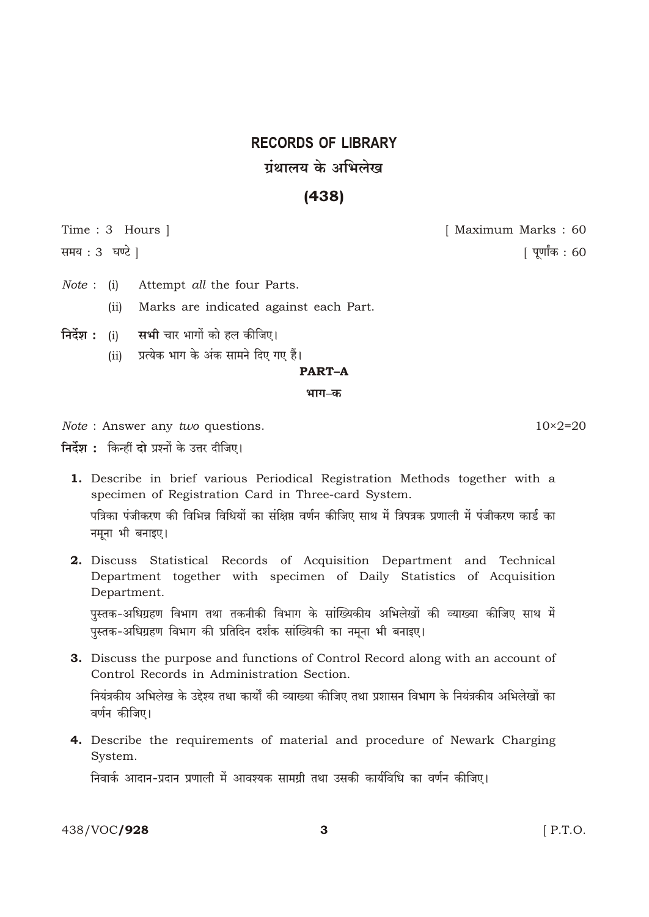# RECORDS OF LIBRARY

## ग्रंथालय के अभिलेख

## (438)

Time : 3 Hours ] [ Maximum Marks : 60

समय : 3 घण्टे ] [ पूर्णांक : 60

*Note* : (i) Attempt *all* the four Parts.

(ii) Marks are indicated against each Part.

**निर्देश :** (i) **सभी** चार भागों को हल कीजिए।

(ii) प्रत्येक भाग के अंक सामने दिए गए हैं।

### PART–A

### भाग–क

*Note* : Answer any *two* questions. 10×2=20

**निर्देश :** किन्हीं **दो** प्रश्नों के उत्तर दीजिए।

**1.** Describe in brief various Periodical Registration Methods together with a specimen of Registration Card in Three-card System.

पत्रिका पंजीकरण की विभिन्न विधियों का संक्षिप्त वर्णन कीजिए साथ में त्रिपत्रक प्रणाली में पंजीकरण कार्ड का नमूना भी बनाइए।

**2.** Discuss Statistical Records of Acquisition Department and Technical Department together with specimen of Daily Statistics of Acquisition Department.

पुस्तक-अधिग्रहण विभाग तथा तकनीकी विभाग के सांख्यिकीय अभिलेखों की व्याख्या कीजिए साथ में पुस्तक-अधिग्रहण विभाग की प्रतिदिन दर्शक सांख्यिकी का नमूना भी बनाइए।

**3.** Discuss the purpose and functions of Control Record along with an account of Control Records in Administration Section.

नियंत्रकीय अभिलेख के उद्देश्य तथा कार्यों की व्याख्या कीजिए तथा प्रशासन विभाग के नियंत्रकीय अभिलेखों का वर्णन कीजिए।

**4.** Describe the requirements of material and procedure of Newark Charging System.

निवार्क आदान-प्रदान प्रणाली में आवश्यक सामग्री तथा उसकी कार्यविधि का वर्णन कीजिए।

438/VOC/**928** [ P.T.O.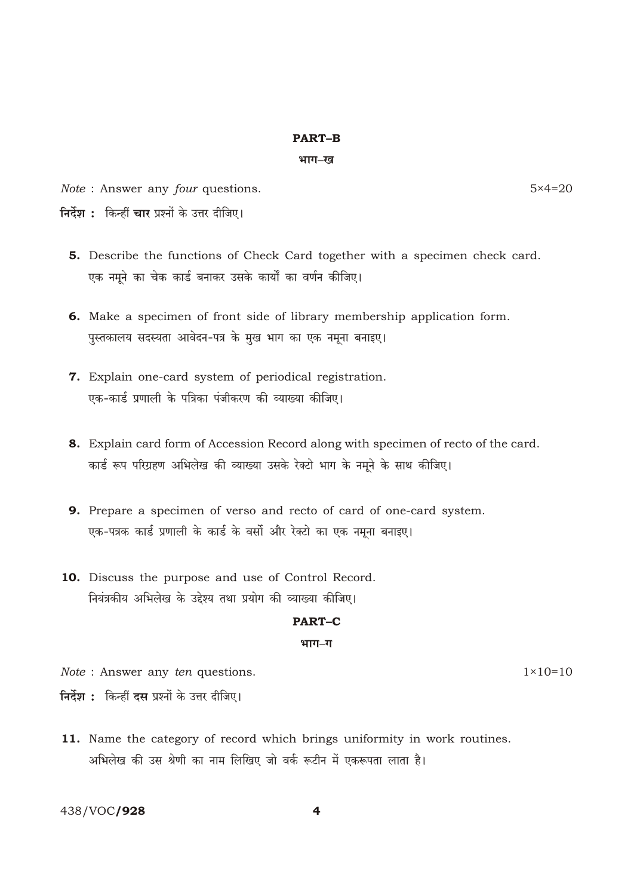## PART–B

### भाग–ख

*Note* : Answer any *four* questions. 5×4=20

**निर्देश :** किन्हीं **चार** प्रश्नों के उत्तर दीजिए।

**5.** Describe the functions of Check Card together with a specimen check card.
एक नमूने का चेक कार्ड बनाकर उसके कार्यों का वर्णन कीजिए।

**6.** Make a specimen of front side of library membership application form.
पुस्तकालय सदस्यता आवेदन-पत्र के मुख भाग का एक नमूना बनाइए।

**7.** Explain one-card system of periodical registration.
एक-कार्ड प्रणाली के पत्रिका पंजीकरण की व्याख्या कीजिए।

**8.** Explain card form of Accession Record along with specimen of recto of the card.
कार्ड रूप परिग्रहण अभिलेख की व्याख्या उसके रेक्टो भाग के नमूने के साथ कीजिए।

**9.** Prepare a specimen of verso and recto of card of one-card system.
एक-पत्रक कार्ड प्रणाली के कार्ड के वर्सो और रेक्टो का एक नमूना बनाइए।

**10.** Discuss the purpose and use of Control Record.
नियंत्रकीय अभिलेख के उद्देश्य तथा प्रयोग की व्याख्या कीजिए।

## PART–C

### भाग–ग

*Note* : Answer any *ten* questions. 1×10=10

**निर्देश :** किन्हीं **दस** प्रश्नों के उत्तर दीजिए।

**11.** Name the category of record which brings uniformity in work routines.
अभिलेख की उस श्रेणी का नाम लिखिए जो वर्क रूटीन में एकरूपता लाता है।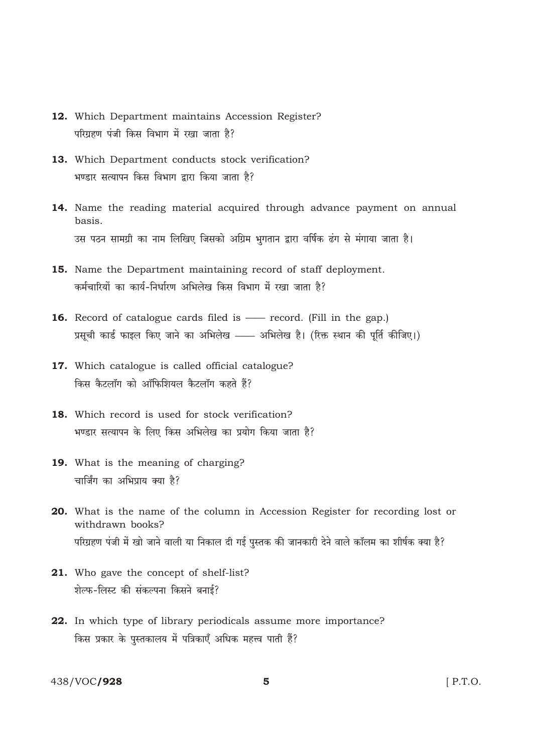**12.** Which Department maintains Accession Register?
परिग्रहण पंजी किस विभाग में रखा जाता है?

**13.** Which Department conducts stock verification?
भण्डार सत्यापन किस विभाग द्वारा किया जाता है?

**14.** Name the reading material acquired through advance payment on annual basis.
उस पठन सामग्री का नाम लिखिए जिसको अग्रिम भुगतान द्वारा वर्षिक ढंग से मंगाया जाता है।

**15.** Name the Department maintaining record of staff deployment.
कर्मचारियों का कार्य-निर्धारण अभिलेख किस विभाग में रखा जाता है?

**16.** Record of catalogue cards filed is —— record. (Fill in the gap.)
प्रसूची कार्ड फाइल किए जाने का अभिलेख —— अभिलेख है। (रिक्त स्थान की पूर्ति कीजिए।)

**17.** Which catalogue is called official catalogue?
किस कैटलॉग को ऑफिशियल कैटलॉग कहते हैं?

**18.** Which record is used for stock verification?
भण्डार सत्यापन के लिए किस अभिलेख का प्रयोग किया जाता है?

**19.** What is the meaning of charging?
चार्जिंग का अभिप्राय क्या है?

**20.** What is the name of the column in Accession Register for recording lost or withdrawn books?
परिग्रहण पंजी में खो जाने वाली या निकाल दी गई पुस्तक की जानकारी देने वाले कॉलम का शीर्षक क्या है?

**21.** Who gave the concept of shelf-list?
शेल्फ-लिस्ट की संकल्पना किसने बनाई?

**22.** In which type of library periodicals assume more importance?
किस प्रकार के पुस्तकालय में पत्रिकाएँ अधिक महत्त्व पाती हैं?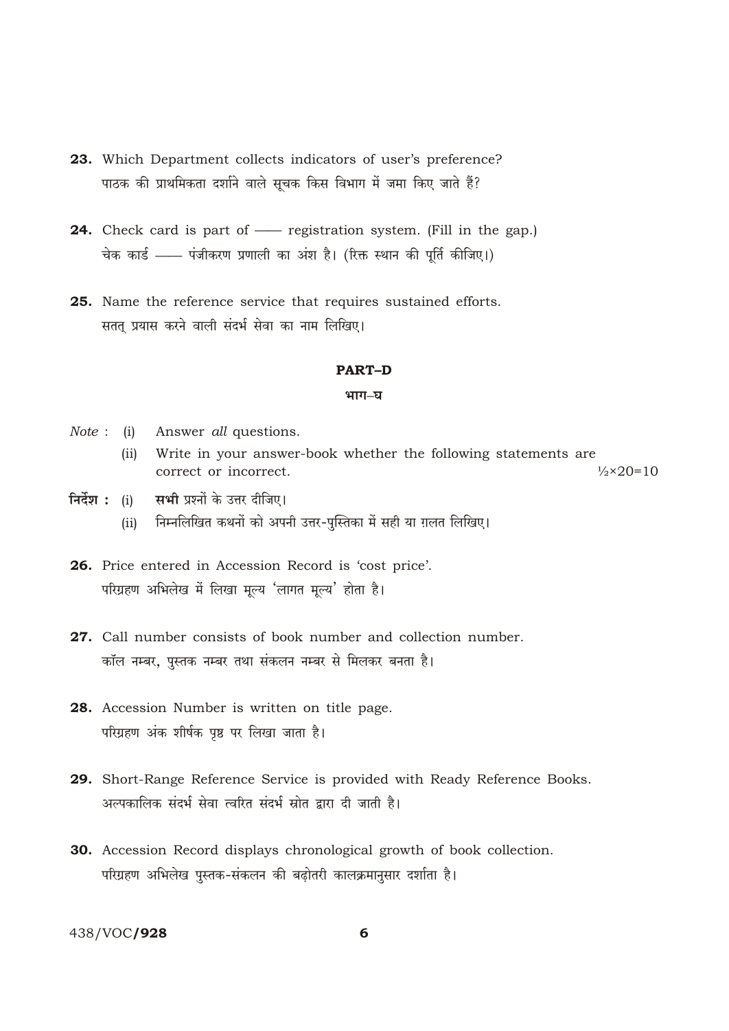**23.** Which Department collects indicators of user's preference?
पाठक की प्राथमिकता दर्शाने वाले सूचक किस विभाग में जमा किए जाते हैं?

**24.** Check card is part of —— registration system. (Fill in the gap.)
चेक कार्ड —— पंजीकरण प्रणाली का अंश है। (रिक्त स्थान की पूर्ति कीजिए।)

**25.** Name the reference service that requires sustained efforts.
सतत् प्रयास करने वाली संदर्भ सेवा का नाम लिखिए।

## PART–D

## भाग–घ

*Note* : (i) Answer *all* questions.

(ii) Write in your answer-book whether the following statements are correct or incorrect. ½×20=10

**निर्देश :** (i) **सभी** प्रश्नों के उत्तर दीजिए।

(ii) निम्नलिखित कथनों को अपनी उत्तर-पुस्तिका में सही या ग़लत लिखिए।

**26.** Price entered in Accession Record is 'cost price'.
परिग्रहण अभिलेख में लिखा मूल्य 'लागत मूल्य' होता है।

**27.** Call number consists of book number and collection number.
कॉल नम्बर, पुस्तक नम्बर तथा संकलन नम्बर से मिलकर बनता है।

**28.** Accession Number is written on title page.
परिग्रहण अंक शीर्षक पृष्ठ पर लिखा जाता है।

**29.** Short-Range Reference Service is provided with Ready Reference Books.
अल्पकालिक संदर्भ सेवा त्वरित संदर्भ स्रोत द्वारा दी जाती है।

**30.** Accession Record displays chronological growth of book collection.
परिग्रहण अभिलेख पुस्तक-संकलन की बढ़ोतरी कालक्रमानुसार दर्शाता है।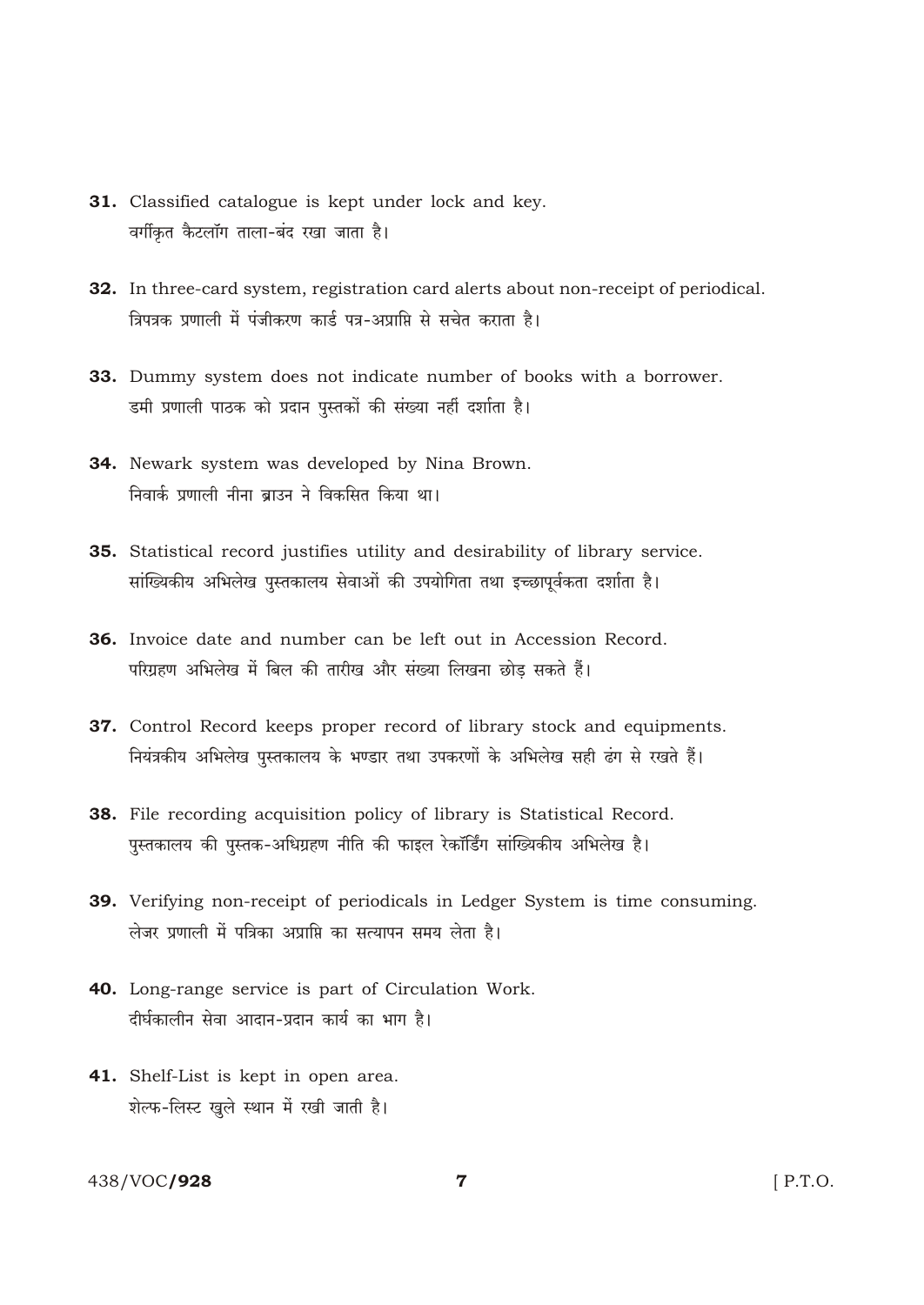**31.** Classified catalogue is kept under lock and key.
वर्गीकृत कैटलॉग ताला-बंद रखा जाता है।

**32.** In three-card system, registration card alerts about non-receipt of periodical.
त्रिपत्रक प्रणाली में पंजीकरण कार्ड पत्र-अप्राप्ति से सचेत कराता है।

**33.** Dummy system does not indicate number of books with a borrower.
डमी प्रणाली पाठक को प्रदान पुस्तकों की संख्या नहीं दर्शाता है।

**34.** Newark system was developed by Nina Brown.
निवार्क प्रणाली नीना ब्राउन ने विकसित किया था।

**35.** Statistical record justifies utility and desirability of library service.
सांख्यिकीय अभिलेख पुस्तकालय सेवाओं की उपयोगिता तथा इच्छापूर्वकता दर्शाता है।

**36.** Invoice date and number can be left out in Accession Record.
परिग्रहण अभिलेख में बिल की तारीख और संख्या लिखना छोड़ सकते हैं।

**37.** Control Record keeps proper record of library stock and equipments.
नियंत्रकीय अभिलेख पुस्तकालय के भण्डार तथा उपकरणों के अभिलेख सही ढंग से रखते हैं।

**38.** File recording acquisition policy of library is Statistical Record.
पुस्तकालय की पुस्तक-अधिग्रहण नीति की फाइल रेकॉर्डिंग सांख्यिकीय अभिलेख है।

**39.** Verifying non-receipt of periodicals in Ledger System is time consuming.
लेजर प्रणाली में पत्रिका अप्राप्ति का सत्यापन समय लेता है।

**40.** Long-range service is part of Circulation Work.
दीर्घकालीन सेवा आदान-प्रदान कार्य का भाग है।

**41.** Shelf-List is kept in open area.
शेल्फ-लिस्ट खुले स्थान में रखी जाती है।

438/VOC/**928** [ P.T.O.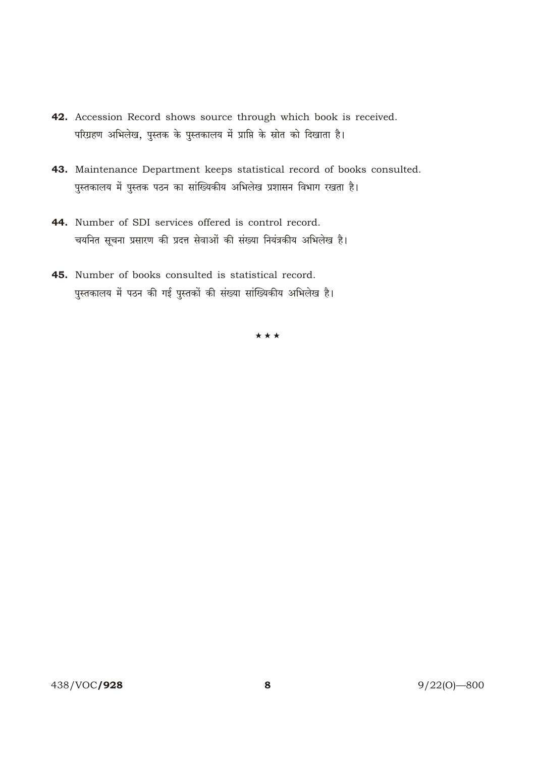**42.** Accession Record shows source through which book is received.
परिग्रहण अभिलेख, पुस्तक के पुस्तकालय में प्राप्ति के स्रोत को दिखाता है।

**43.** Maintenance Department keeps statistical record of books consulted.
पुस्तकालय में पुस्तक पठन का सांख्यिकीय अभिलेख प्रशासन विभाग रखता है।

**44.** Number of SDI services offered is control record.
चयनित सूचना प्रसारण की प्रदत्त सेवाओं की संख्या नियंत्रकीय अभिलेख है।

**45.** Number of books consulted is statistical record.
पुस्तकालय में पठन की गई पुस्तकों की संख्या सांख्यिकीय अभिलेख है।

★ ★ ★